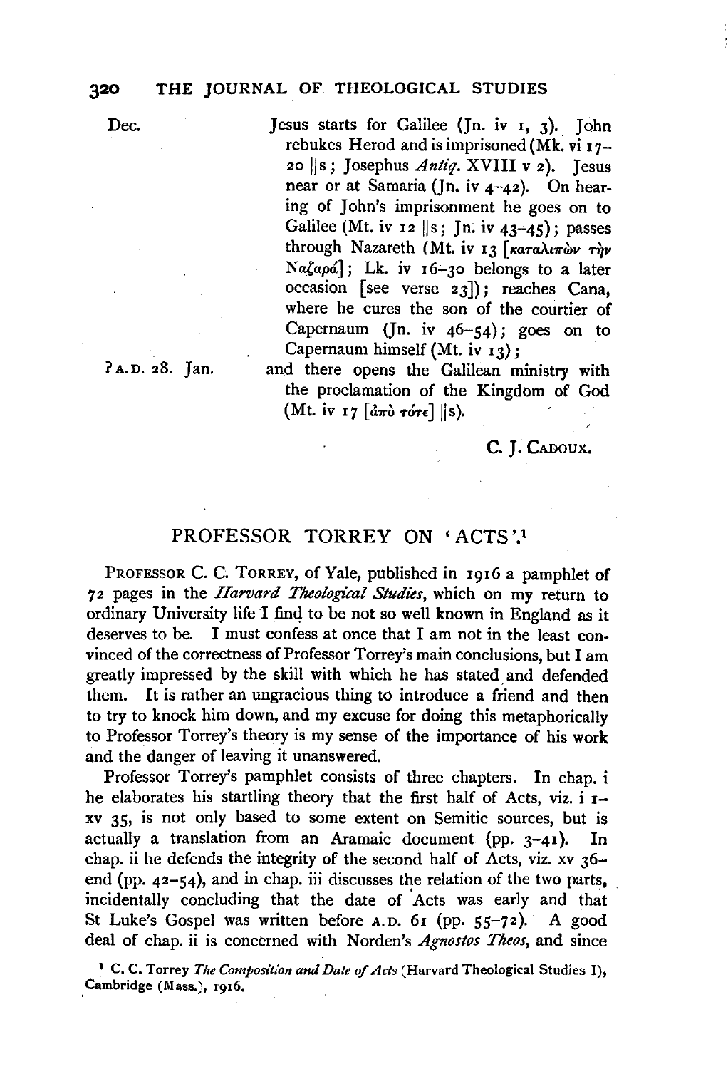Dec. Jesus starts for Galilee (Jn. iv 1, 3). John rebukes Herod and is imprisoned (Mk. vi 17–20 ||s; Josephus *Antiq.* XVIII v 2). Jesus near or at Samaria (Jn. iv 4–42). On hearing of John's imprisonment he goes on to Galilee (Mt. iv 12 ||s; Jn. iv 43–45); passes through Nazareth (Mt. iv 13 [καταλιπὼν τὴν Ναζαρά]; Lk. iv 16–30 belongs to a later occasion [see verse 23]); reaches Cana, where he cures the son of the courtier of Capernaum (Jn. iv 46–54); goes on to Capernaum himself (Mt. iv 13);

? A.D. 28. Jan. and there opens the Galilean ministry with the proclamation of the Kingdom of God (Mt. iv 17 [ἀπὸ τότε] ||s).

C. J. CADOUX.

## PROFESSOR TORREY ON 'ACTS'.[1]

PROFESSOR C. C. TORREY, of Yale, published in 1916 a pamphlet of 72 pages in the *Harvard Theological Studies*, which on my return to ordinary University life I find to be not so well known in England as it deserves to be. I must confess at once that I am not in the least convinced of the correctness of Professor Torrey's main conclusions, but I am greatly impressed by the skill with which he has stated and defended them. It is rather an ungracious thing to introduce a friend and then to try to knock him down, and my excuse for doing this metaphorically to Professor Torrey's theory is my sense of the importance of his work and the danger of leaving it unanswered.

Professor Torrey's pamphlet consists of three chapters. In chap. i he elaborates his startling theory that the first half of Acts, viz. i 1–xv 35, is not only based to some extent on Semitic sources, but is actually a translation from an Aramaic document (pp. 3–41). In chap. ii he defends the integrity of the second half of Acts, viz. xv 36–end (pp. 42–54), and in chap. iii discusses the relation of the two parts, incidentally concluding that the date of Acts was early and that St Luke's Gospel was written before A.D. 61 (pp. 55–72). A good deal of chap. ii is concerned with Norden's *Agnostos Theos*, and since

[1] C. C. Torrey *The Composition and Date of Acts* (Harvard Theological Studies I), Cambridge (Mass.), 1916.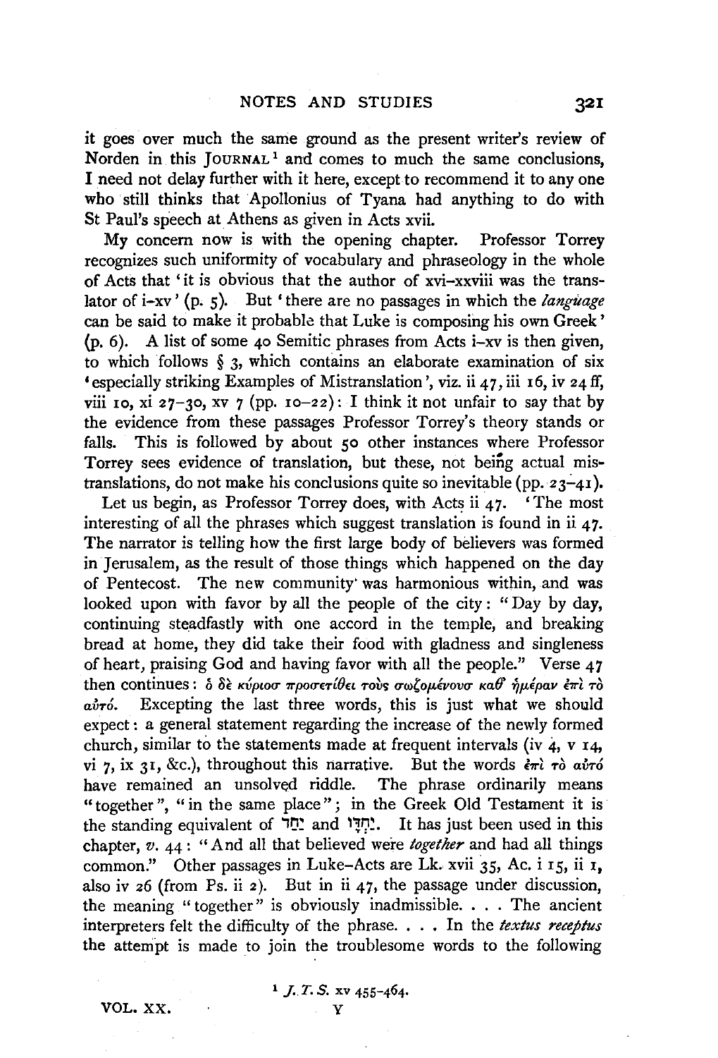it goes over much the same ground as the present writer's review of Norden in this JOURNAL[1] and comes to much the same conclusions, I need not delay further with it here, except to recommend it to any one who still thinks that Apollonius of Tyana had anything to do with St Paul's speech at Athens as given in Acts xvii.

My concern now is with the opening chapter. Professor Torrey recognizes such uniformity of vocabulary and phraseology in the whole of Acts that 'it is obvious that the author of xvi–xxviii was the translator of i–xv' (p. 5). But 'there are no passages in which the *language* can be said to make it probable that Luke is composing his own Greek' (p. 6). A list of some 40 Semitic phrases from Acts i–xv is then given, to which follows § 3, which contains an elaborate examination of six 'especially striking Examples of Mistranslation', viz. ii 47, iii 16, iv 24 ff, viii 10, xi 27–30, xv 7 (pp. 10–22): I think it not unfair to say that by the evidence from these passages Professor Torrey's theory stands or falls. This is followed by about 50 other instances where Professor Torrey sees evidence of translation, but these, not being actual mistranslations, do not make his conclusions quite so inevitable (pp. 23–41).

Let us begin, as Professor Torrey does, with Acts ii 47. 'The most interesting of all the phrases which suggest translation is found in ii 47. The narrator is telling how the first large body of believers was formed in Jerusalem, as the result of those things which happened on the day of Pentecost. The new community was harmonious within, and was looked upon with favor by all the people of the city: "Day by day, continuing steadfastly with one accord in the temple, and breaking bread at home, they did take their food with gladness and singleness of heart, praising God and having favor with all the people." Verse 47 then continues: ὁ δὲ κύριοσ προσετίθει τοὺς σωζομένουσ καθ' ἡμέραν ἐπὶ τὸ αὐτό. Excepting the last three words, this is just what we should expect: a general statement regarding the increase of the newly formed church, similar to the statements made at frequent intervals (iv 4, v 14, vi 7, ix 31, &c.), throughout this narrative. But the words ἐπὶ τὸ αὐτό have remained an unsolved riddle. The phrase ordinarily means "together", "in the same place"; in the Greek Old Testament it is the standing equivalent of יַחַד and יַחְדָּו. It has just been used in this chapter, *v.* 44: "And all that believed were *together* and had all things common." Other passages in Luke-Acts are Lk. xvii 35, Ac. i 15, ii 1, also iv 26 (from Ps. ii 2). But in ii 47, the passage under discussion, the meaning "together" is obviously inadmissible. . . . The ancient interpreters felt the difficulty of the phrase. . . . In the *textus receptus* the attempt is made to join the troublesome words to the following

[1] *J. T. S.* xv 455–464.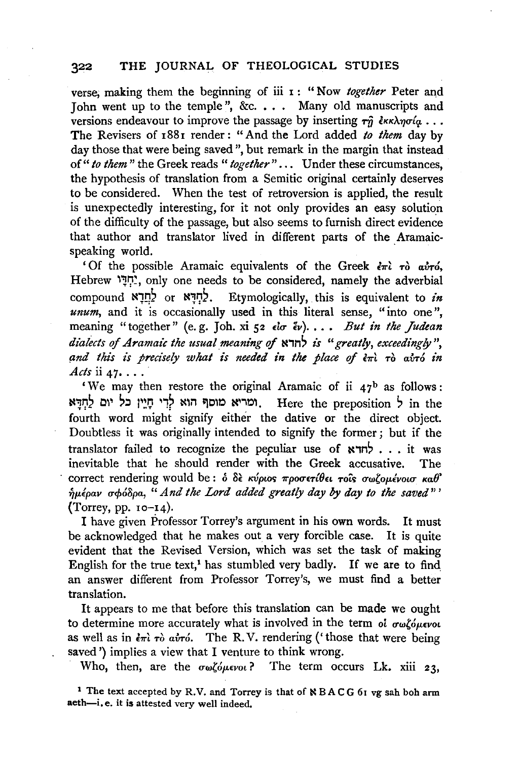verse, making them the beginning of iii 1: "Now *together* Peter and John went up to the temple", &c. . . . Many old manuscripts and versions endeavour to improve the passage by inserting τῇ ἐκκλησίᾳ . . . The Revisers of 1881 render: "And the Lord added *to them* day by day those that were being saved", but remark in the margin that instead of "*to them*" the Greek reads "*together*" . . . Under these circumstances, the hypothesis of translation from a Semitic original certainly deserves to be considered. When the test of retroversion is applied, the result is unexpectedly interesting, for it not only provides an easy solution of the difficulty of the passage, but also seems to furnish direct evidence that author and translator lived in different parts of the Aramaic-speaking world.

'Of the possible Aramaic equivalents of the Greek ἐπὶ τὸ αὐτό, Hebrew יַחְדָּו, only one needs to be considered, namely the adverbial compound לַחֲדָא or לְחֲדָא. Etymologically, this is equivalent to *in unum*, and it is occasionally used in this literal sense, "into one", meaning "together" (e.g. Joh. xi 52 εἰσ ἕν). . . . *But in the Judean dialects of Aramaic the usual meaning of* לחדא *is "greatly, exceedingly", and this is precisely what is needed in the place of* ἐπὶ τὸ αὐτό *in Acts* ii 47. . . .

'We may then restore the original Aramaic of ii 47[b] as follows: ומריא מוסף הוא לְדִי חָיַין כל יום לַחֲדָא. Here the preposition ל in the fourth word might signify either the dative or the direct object. Doubtless it was originally intended to signify the former; but if the translator failed to recognize the peculiar use of לחדא . . . it was inevitable that he should render with the Greek accusative. The correct rendering would be: ὁ δὲ κύριος προσετίθει τοῖς σωζομένοισ καθ' ἡμέραν σφόδρα, "*And the Lord added greatly day by day to the saved*"' (Torrey, pp. 10–14).

I have given Professor Torrey's argument in his own words. It must be acknowledged that he makes out a very forcible case. It is quite evident that the Revised Version, which was set the task of making English for the true text,[1] has stumbled very badly. If we are to find an answer different from Professor Torrey's, we must find a better translation.

It appears to me that before this translation can be made we ought to determine more accurately what is involved in the term οἱ σωζόμενοι as well as in ἐπὶ τὸ αὐτό. The R.V. rendering ('those that were being saved') implies a view that I venture to think wrong.

Who, then, are the σωζόμενοι? The term occurs Lk. xiii 23,

[1] The text accepted by R.V. and Torrey is that of ℵ B A C G 61 vg sah boh arm aeth—i.e. it is attested very well indeed.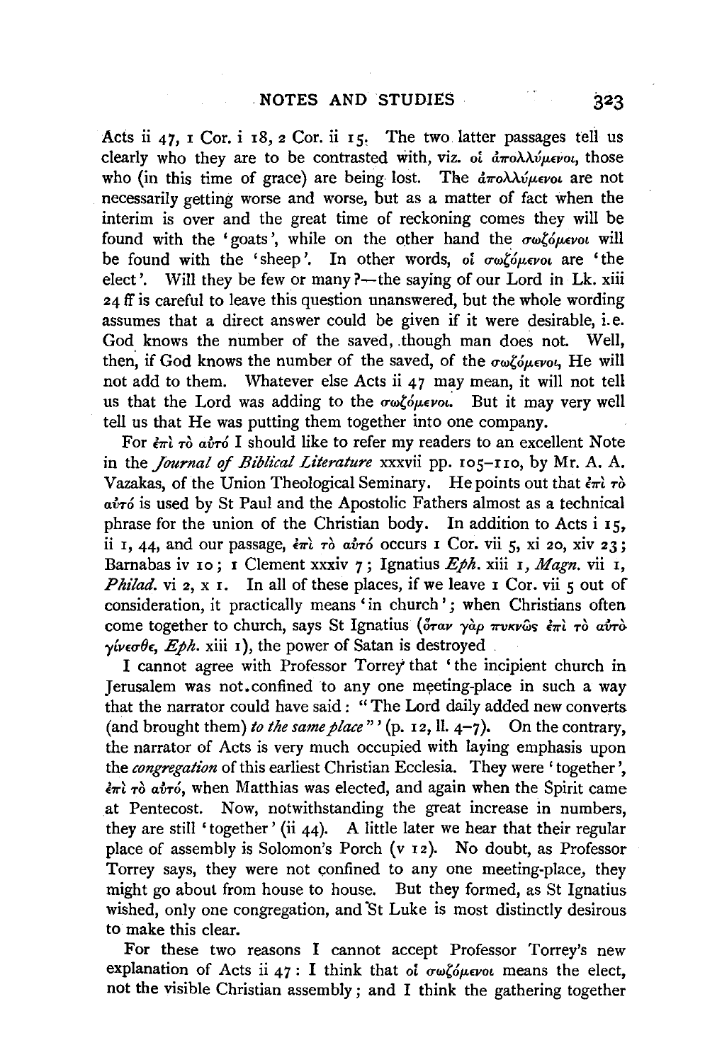Acts ii 47, 1 Cor. i 18, 2 Cor. ii 15. The two latter passages tell us clearly who they are to be contrasted with, viz. οἱ ἀπολλύμενοι, those who (in this time of grace) are being lost. The ἀπολλύμενοι are not necessarily getting worse and worse, but as a matter of fact when the interim is over and the great time of reckoning comes they will be found with the 'goats', while on the other hand the σωζόμενοι will be found with the 'sheep'. In other words, οἱ σωζόμενοι are 'the elect'. Will they be few or many?—the saying of our Lord in Lk. xiii 24 ff is careful to leave this question unanswered, but the whole wording assumes that a direct answer could be given if it were desirable, i.e. God knows the number of the saved, though man does not. Well, then, if God knows the number of the saved, of the σωζόμενοι, He will not add to them. Whatever else Acts ii 47 may mean, it will not tell us that the Lord was adding to the σωζόμενοι. But it may very well tell us that He was putting them together into one company.

For ἐπὶ τὸ αὐτό I should like to refer my readers to an excellent Note in the *Journal of Biblical Literature* xxxvii pp. 105–110, by Mr. A. A. Vazakas, of the Union Theological Seminary. He points out that ἐπὶ τὸ αὐτό is used by St Paul and the Apostolic Fathers almost as a technical phrase for the union of the Christian body. In addition to Acts i 15, ii 1, 44, and our passage, ἐπὶ τὸ αὐτό occurs 1 Cor. vii 5, xi 20, xiv 23; Barnabas iv 10; 1 Clement xxxiv 7; Ignatius *Eph.* xiii 1, *Magn.* vii 1, *Philad.* vi 2, x 1. In all of these places, if we leave 1 Cor. vii 5 out of consideration, it practically means 'in church'; when Christians often come together to church, says St Ignatius (ὅταν γὰρ πυκνῶς ἐπὶ τὸ αὐτὸ γίνεσθε, *Eph.* xiii 1), the power of Satan is destroyed.

I cannot agree with Professor Torrey that 'the incipient church in Jerusalem was not confined to any one meeting-place in such a way that the narrator could have said: "The Lord daily added new converts (and brought them) *to the same place*"' (p. 12, ll. 4–7). On the contrary, the narrator of Acts is very much occupied with laying emphasis upon the *congregation* of this earliest Christian Ecclesia. They were 'together', ἐπὶ τὸ αὐτό, when Matthias was elected, and again when the Spirit came at Pentecost. Now, notwithstanding the great increase in numbers, they are still 'together' (ii 44). A little later we hear that their regular place of assembly is Solomon's Porch (v 12). No doubt, as Professor Torrey says, they were not confined to any one meeting-place, they might go about from house to house. But they formed, as St Ignatius wished, only one congregation, and St Luke is most distinctly desirous to make this clear.

For these two reasons I cannot accept Professor Torrey's new explanation of Acts ii 47: I think that οἱ σωζόμενοι means the elect, not the visible Christian assembly; and I think the gathering together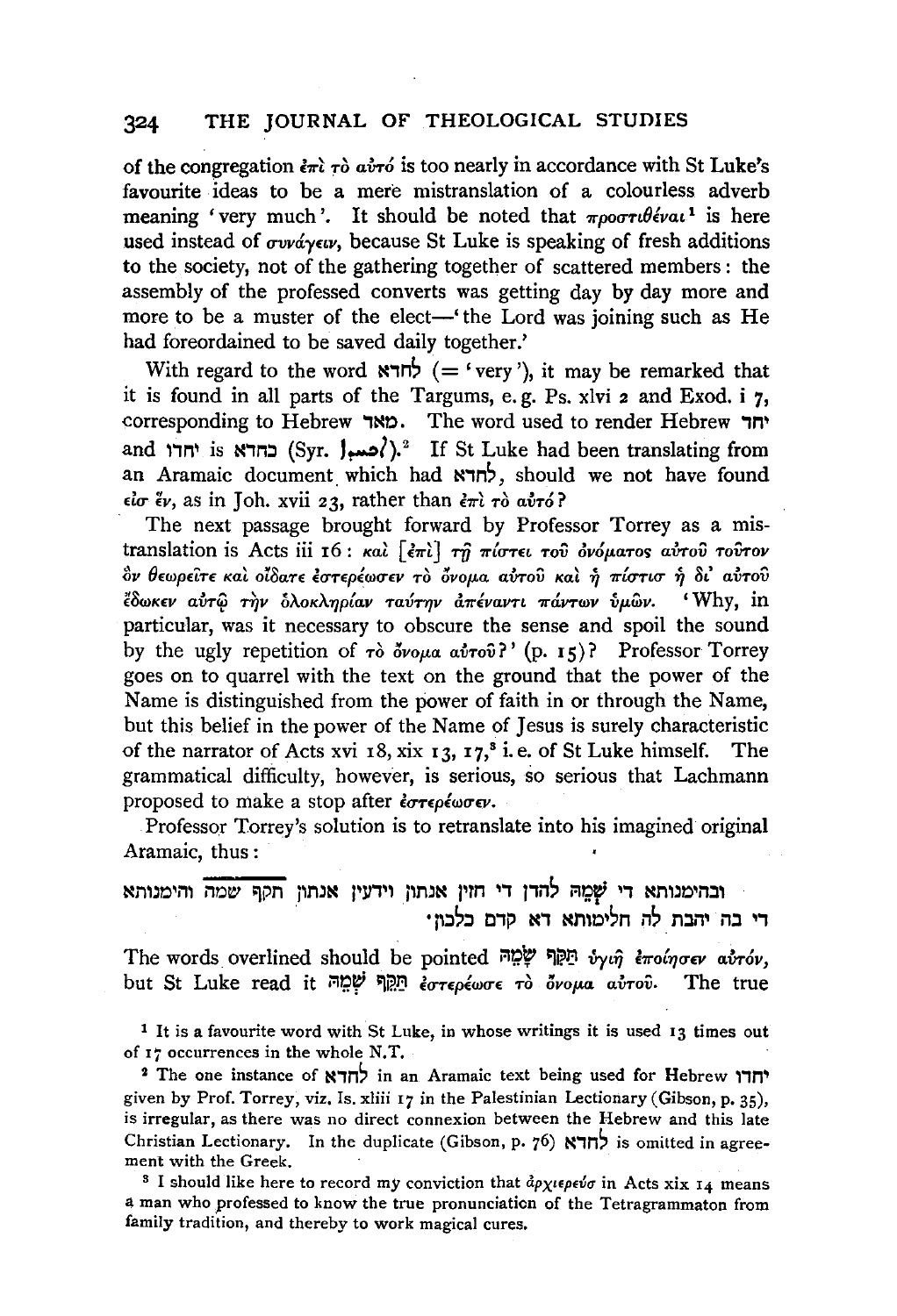of the congregation ἐπὶ τὸ αὐτό is too nearly in accordance with St Luke's favourite ideas to be a mere mistranslation of a colourless adverb meaning 'very much'. It should be noted that προστιθέναι[1] is here used instead of συνάγειν, because St Luke is speaking of fresh additions to the society, not of the gathering together of scattered members: the assembly of the professed converts was getting day by day more and more to be a muster of the elect—'the Lord was joining such as He had foreordained to be saved daily together.'

With regard to the word לחדא (= 'very'), it may be remarked that it is found in all parts of the Targums, e.g. Ps. xlvi 2 and Exod. i 7, corresponding to Hebrew מאד. The word used to render Hebrew יחד and יחדו is כחדא (Syr. ܐܝܟ ܚܕܐ).[2] If St Luke had been translating from an Aramaic document which had לחדא, should we not have found εἰς ἕν, as in Joh. xvii 23, rather than ἐπὶ τὸ αὐτό?

The next passage brought forward by Professor Torrey as a mistranslation is Acts iii 16: καὶ [ἐπὶ] τῇ πίστει τοῦ ὀνόματος αὐτοῦ τοῦτον ὃν θεωρεῖτε καὶ οἴδατε ἐστερέωσεν τὸ ὄνομα αὐτοῦ καὶ ἡ πίστις ἡ δι' αὐτοῦ ἔδωκεν αὐτῷ τὴν ὁλοκληρίαν ταύτην ἀπέναντι πάντων ὑμῶν. 'Why, in particular, was it necessary to obscure the sense and spoil the sound by the ugly repetition of τὸ ὄνομα αὐτοῦ?' (p. 15)? Professor Torrey goes on to quarrel with the text on the ground that the power of the Name is distinguished from the power of faith in or through the Name, but this belief in the power of the Name of Jesus is surely characteristic of the narrator of Acts xvi 18, xix 13, 17,[3] i.e. of St Luke himself. The grammatical difficulty, however, is serious, so serious that Lachmann proposed to make a stop after ἐστερέωσεν.

Professor Torrey's solution is to retranslate into his imagined original Aramaic, thus:

ובהימנותא די שְׁמֵהּ להדן די חזין אנתון וידעין אנתון תקף שמה והימנותא די בה יהבת לה חלימותא דא קדם כלכון׃

The words overlined should be pointed תַּקִּף שְׁמַהּ ὑγιῆ ἐποίησεν αὐτόν, but St Luke read it תְּקַף שְׁמֵהּ ἐστερέωσε τὸ ὄνομα αὐτοῦ. The true

[1] It is a favourite word with St Luke, in whose writings it is used 13 times out of 17 occurrences in the whole N.T.

[2] The one instance of לחדא in an Aramaic text being used for Hebrew יחדו given by Prof. Torrey, viz. Is. xliii 17 in the Palestinian Lectionary (Gibson, p. 35), is irregular, as there was no direct connexion between the Hebrew and this late Christian Lectionary. In the duplicate (Gibson, p. 76) לחדא is omitted in agreement with the Greek.

[3] I should like here to record my conviction that ἀρχιερεύς in Acts xix 14 means a man who professed to know the true pronunciation of the Tetragrammaton from family tradition, and thereby to work magical cures.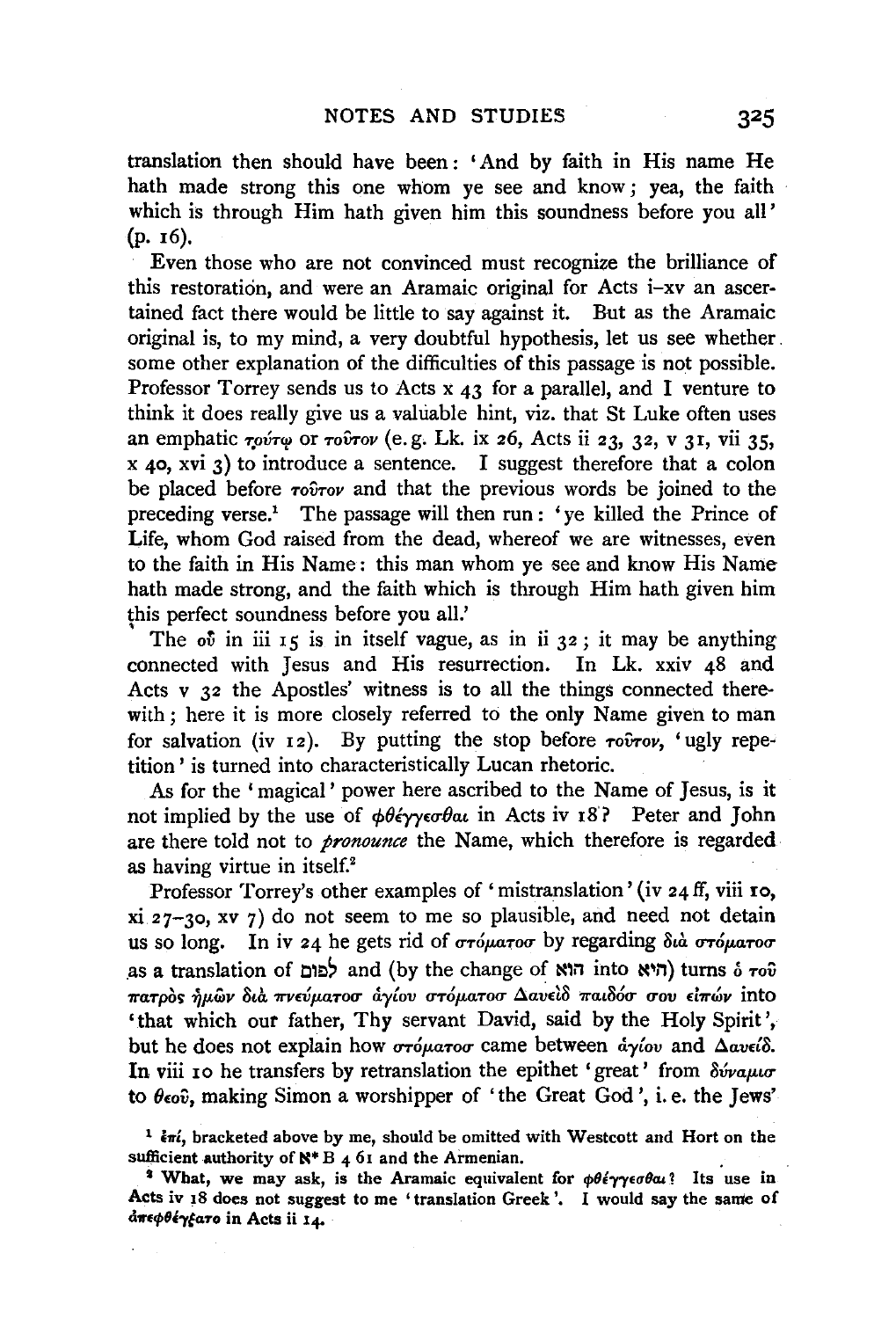translation then should have been: 'And by faith in His name He hath made strong this one whom ye see and know; yea, the faith which is through Him hath given him this soundness before you all' (p. 16).

Even those who are not convinced must recognize the brilliance of this restoration, and were an Aramaic original for Acts i–xv an ascertained fact there would be little to say against it. But as the Aramaic original is, to my mind, a very doubtful hypothesis, let us see whether some other explanation of the difficulties of this passage is not possible. Professor Torrey sends us to Acts x 43 for a parallel, and I venture to think it does really give us a valuable hint, viz. that St Luke often uses an emphatic τούτῳ or τοῦτον (e.g. Lk. ix 26, Acts ii 23, 32, v 31, vii 35, x 40, xvi 3) to introduce a sentence. I suggest therefore that a colon be placed before τοῦτον and that the previous words be joined to the preceding verse.[1] The passage will then run: 'ye killed the Prince of Life, whom God raised from the dead, whereof we are witnesses, even to the faith in His Name: this man whom ye see and know His Name hath made strong, and the faith which is through Him hath given him this perfect soundness before you all.'

The οὗ in iii 15 is in itself vague, as in ii 32; it may be anything connected with Jesus and His resurrection. In Lk. xxiv 48 and Acts v 32 the Apostles' witness is to all the things connected therewith; here it is more closely referred to the only Name given to man for salvation (iv 12). By putting the stop before τοῦτον, 'ugly repetition' is turned into characteristically Lucan rhetoric.

As for the 'magical' power here ascribed to the Name of Jesus, is it not implied by the use of φθέγγεσθαι in Acts iv 18? Peter and John are there told not to *pronounce* the Name, which therefore is regarded as having virtue in itself.[2]

Professor Torrey's other examples of 'mistranslation' (iv 24 ff, viii 10, xi 27–30, xv 7) do not seem to me so plausible, and need not detain us so long. In iv 24 he gets rid of στόματοσ by regarding διὰ στόματοσ as a translation of לפום and (by the change of הויא into הויא) turns ὁ τοῦ πατρὸς ἡμῶν διὰ πνεύματοσ ἁγίου στόματοσ Δαυεὶδ παιδόσ σου εἰπών into 'that which our father, Thy servant David, said by the Holy Spirit', but he does not explain how στόματοσ came between ἁγίου and Δαυείδ. In viii 10 he transfers by retranslation the epithet 'great' from δύναμισ to θεοῦ, making Simon a worshipper of 'the Great God', i.e. the Jews'

[1] ἐπί, bracketed above by me, should be omitted with Westcott and Hort on the sufficient authority of ℵ* B 4 61 and the Armenian.

[2] What, we may ask, is the Aramaic equivalent for φθέγγεσθαι? Its use in Acts iv 18 does not suggest to me 'translation Greek'. I would say the same of ἀπεφθέγξατο in Acts ii 14.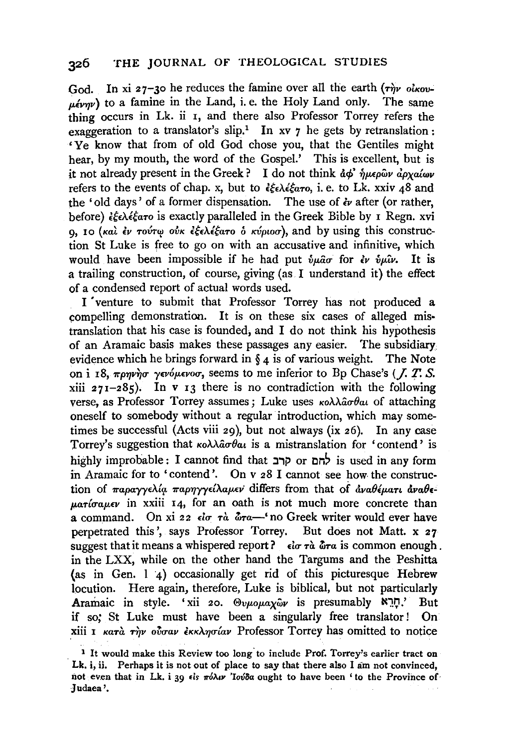God. In xi 27–30 he reduces the famine over all the earth (τὴν οἰκουμένην) to a famine in the Land, i. e. the Holy Land only. The same thing occurs in Lk. ii 1, and there also Professor Torrey refers the exaggeration to a translator's slip.[1] In xv 7 he gets by retranslation: 'Ye know that from of old God chose you, that the Gentiles might hear, by my mouth, the word of the Gospel.' This is excellent, but is it not already present in the Greek? I do not think ἀφ' ἡμερῶν ἀρχαίων refers to the events of chap. x, but to ἐξελέξατο, i. e. to Lk. xxiv 48 and the 'old days' of a former dispensation. The use of ἐν after (or rather, before) ἐξελέξατο is exactly paralleled in the Greek Bible by 1 Regn. xvi 9, 10 (καὶ ἐν τούτῳ οὐκ ἐξελέξατο ὁ κύριοσ), and by using this construction St Luke is free to go on with an accusative and infinitive, which would have been impossible if he had put ὑμᾶσ for ἐν ὑμῖν. It is a trailing construction, of course, giving (as I understand it) the effect of a condensed report of actual words used.

I venture to submit that Professor Torrey has not produced a compelling demonstration. It is on these six cases of alleged mistranslation that his case is founded, and I do not think his hypothesis of an Aramaic basis makes these passages any easier. The subsidiary evidence which he brings forward in § 4 is of various weight. The Note on i 18, πρηνὴσ γενόμενοσ, seems to me inferior to Bp Chase's (*J. T. S.* xiii 271–285). In v 13 there is no contradiction with the following verse, as Professor Torrey assumes; Luke uses κολλᾶσθαι of attaching oneself to somebody without a regular introduction, which may sometimes be successful (Acts viii 29), but not always (ix 26). In any case Torrey's suggestion that κολλᾶσθαι is a mistranslation for 'contend' is highly improbable: I cannot find that קרב or לחם is used in any form in Aramaic for to 'contend'. On v 28 I cannot see how the construction of παραγγελίᾳ παρηγγείλαμεν differs from that of ἀναθέματι ἀναθεματίσαμεν in xxiii 14, for an oath is not much more concrete than a command. On xi 22 εἰσ τὰ ὦτα—'no Greek writer would ever have perpetrated this', says Professor Torrey. But does not Matt. x 27 suggest that it means a whispered report? εἰσ τὰ ὦτα is common enough in the LXX, while on the other hand the Targums and the Peshitta (as in Gen. l 4) occasionally get rid of this picturesque Hebrew locution. Here again, therefore, Luke is biblical, but not particularly Aramaic in style. 'xii 20. Θυμομαχῶν is presumably חָרָא.' But if so, St Luke must have been a singularly free translator! On xiii 1 κατὰ τὴν οὖσαν ἐκκλησίαν Professor Torrey has omitted to notice

[1] It would make this Review too long to include Prof. Torrey's earlier tract on Lk. i, ii. Perhaps it is not out of place to say that there also I am not convinced, not even that in Lk. i 39 εἰς πόλιν Ἰούδα ought to have been 'to the Province of Judaea'.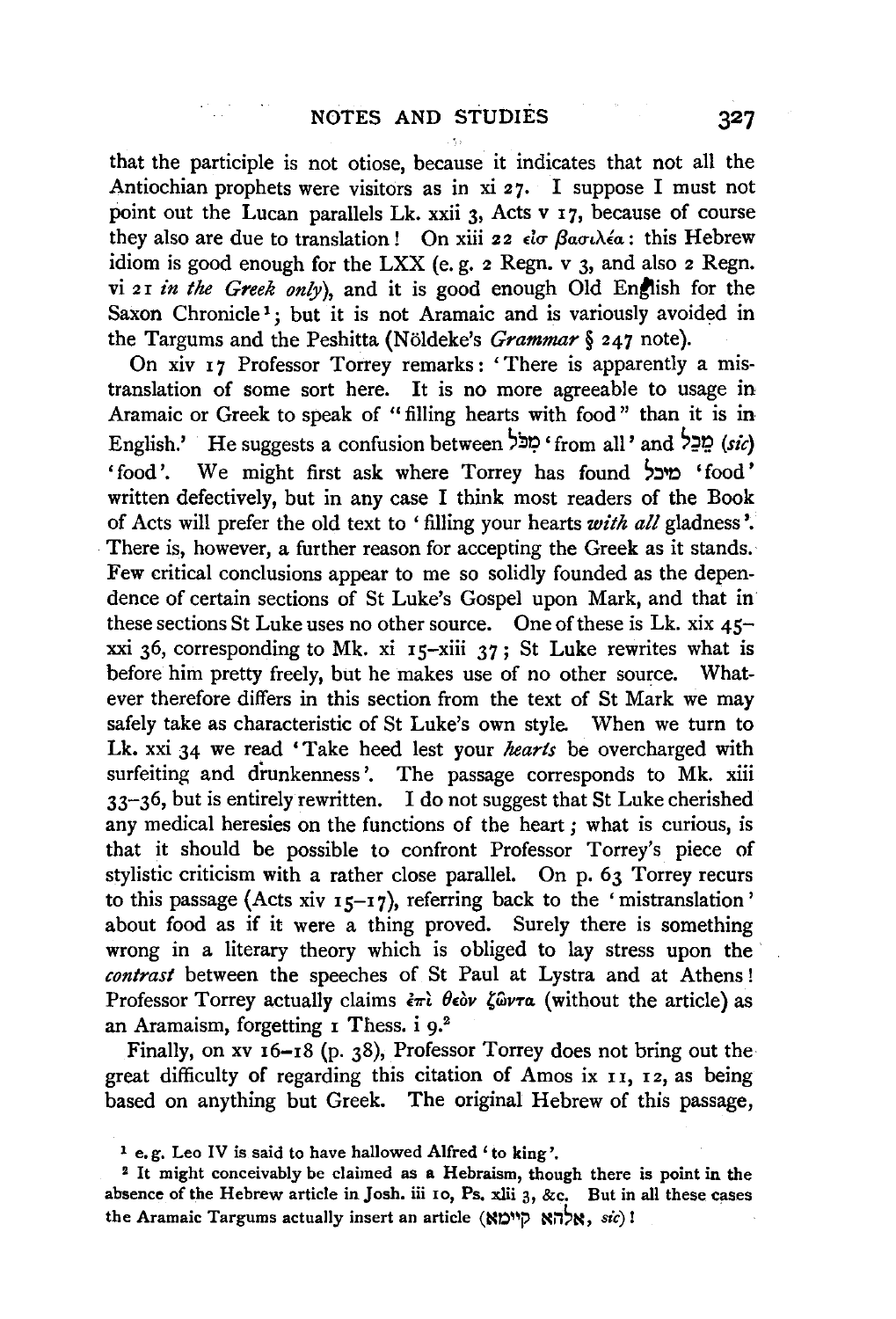that the participle is not otiose, because it indicates that not all the Antiochian prophets were visitors as in xi 27. I suppose I must not point out the Lucan parallels Lk. xxii 3, Acts v 17, because of course they also are due to translation! On xiii 22 εἰσ βασιλέα: this Hebrew idiom is good enough for the LXX (e. g. 2 Regn. v 3, and also 2 Regn. vi 21 *in the Greek only*), and it is good enough Old English for the Saxon Chronicle[1]; but it is not Aramaic and is variously avoided in the Targums and the Peshitta (Nöldeke's *Grammar* § 247 note).

On xiv 17 Professor Torrey remarks: 'There is apparently a mistranslation of some sort here. It is no more agreeable to usage in Aramaic or Greek to speak of "filling hearts with food" than it is in English.' He suggests a confusion between מִכֹּל 'from all' and מֵכַל (*sic*) 'food'. We might first ask where Torrey has found מיכל 'food' written defectively, but in any case I think most readers of the Book of Acts will prefer the old text to 'filling your hearts *with all* gladness'. There is, however, a further reason for accepting the Greek as it stands. Few critical conclusions appear to me so solidly founded as the dependence of certain sections of St Luke's Gospel upon Mark, and that in these sections St Luke uses no other source. One of these is Lk. xix 45–xxi 36, corresponding to Mk. xi 15–xiii 37; St Luke rewrites what is before him pretty freely, but he makes use of no other source. Whatever therefore differs in this section from the text of St Mark we may safely take as characteristic of St Luke's own style. When we turn to Lk. xxi 34 we read 'Take heed lest your *hearts* be overcharged with surfeiting and drunkenness'. The passage corresponds to Mk. xiii 33–36, but is entirely rewritten. I do not suggest that St Luke cherished any medical heresies on the functions of the heart; what is curious, is that it should be possible to confront Professor Torrey's piece of stylistic criticism with a rather close parallel. On p. 63 Torrey recurs to this passage (Acts xiv 15–17), referring back to the 'mistranslation' about food as if it were a thing proved. Surely there is something wrong in a literary theory which is obliged to lay stress upon the *contrast* between the speeches of St Paul at Lystra and at Athens! Professor Torrey actually claims ἐπὶ θεὸν ζῶντα (without the article) as an Aramaism, forgetting 1 Thess. i 9.[2]

Finally, on xv 16–18 (p. 38), Professor Torrey does not bring out the great difficulty of regarding this citation of Amos ix 11, 12, as being based on anything but Greek. The original Hebrew of this passage,

[1] e.g. Leo IV is said to have hallowed Alfred 'to king'.

[2] It might conceivably be claimed as a Hebraism, though there is point in the absence of the Hebrew article in Josh. iii 10, Ps. xlii 3, &c. But in all these cases the Aramaic Targums actually insert an article (אלהא קיימא, *sic*)!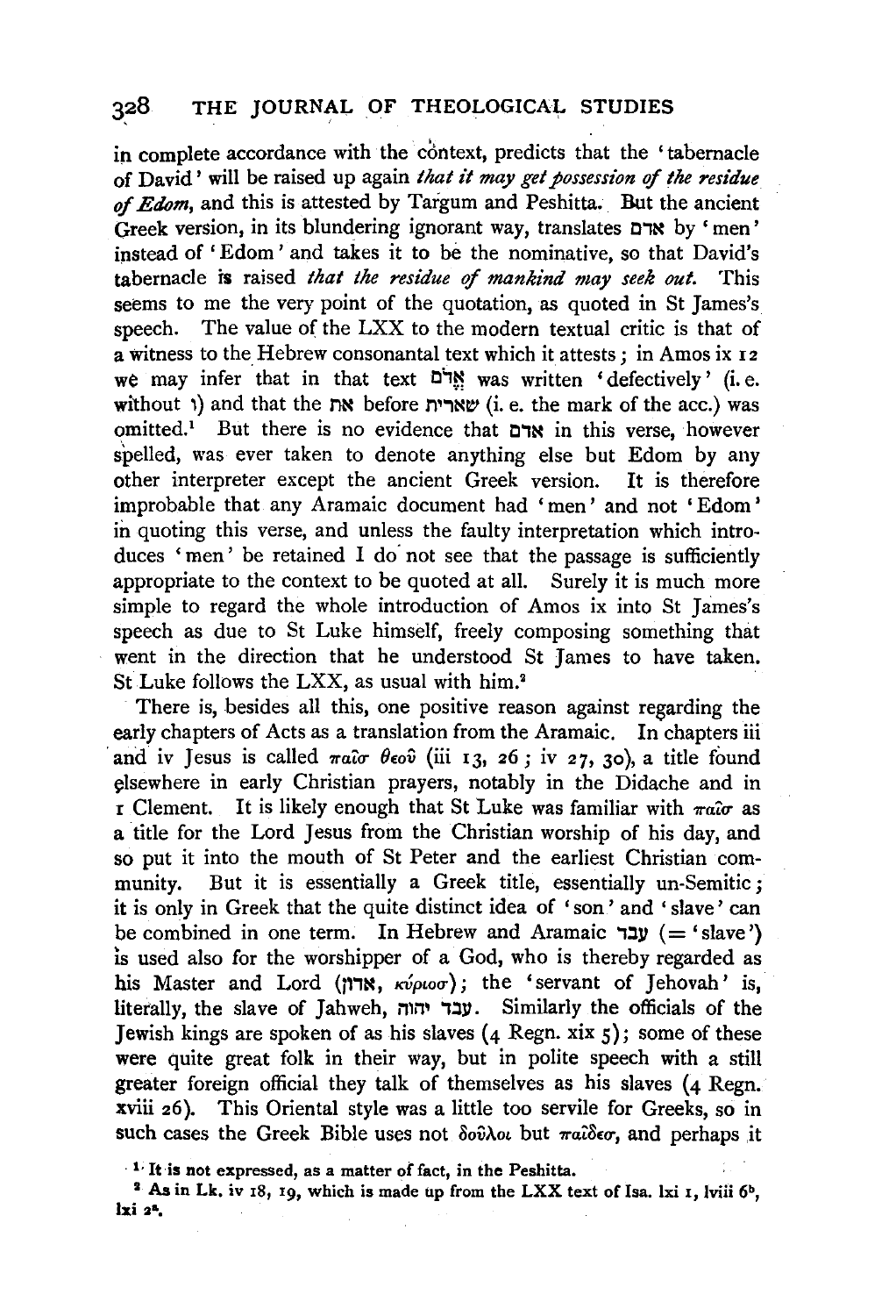in complete accordance with the context, predicts that the 'tabernacle of David' will be raised up again *that it may get possession of the residue of Edom*, and this is attested by Targum and Peshitta. But the ancient Greek version, in its blundering ignorant way, translates אדם by 'men' instead of 'Edom' and takes it to be the nominative, so that David's tabernacle is raised *that the residue of mankind may seek out*. This seems to me the very point of the quotation, as quoted in St James's speech. The value of the LXX to the modern textual critic is that of a witness to the Hebrew consonantal text which it attests; in Amos ix 12 we may infer that in that text אֱדֹם was written 'defectively' (i. e. without ו) and that the את before שארית (i. e. the mark of the acc.) was omitted.[1] But there is no evidence that אדם in this verse, however spelled, was ever taken to denote anything else but Edom by any other interpreter except the ancient Greek version. It is therefore improbable that any Aramaic document had 'men' and not 'Edom' in quoting this verse, and unless the faulty interpretation which introduces 'men' be retained I do not see that the passage is sufficiently appropriate to the context to be quoted at all. Surely it is much more simple to regard the whole introduction of Amos ix into St James's speech as due to St Luke himself, freely composing something that went in the direction that he understood St James to have taken. St Luke follows the LXX, as usual with him.[2]

There is, besides all this, one positive reason against regarding the early chapters of Acts as a translation from the Aramaic. In chapters iii and iv Jesus is called παῖσ θεοῦ (iii 13, 26; iv 27, 30), a title found elsewhere in early Christian prayers, notably in the Didache and in 1 Clement. It is likely enough that St Luke was familiar with παῖσ as a title for the Lord Jesus from the Christian worship of his day, and so put it into the mouth of St Peter and the earliest Christian community. But it is essentially a Greek title, essentially un-Semitic; it is only in Greek that the quite distinct idea of 'son' and 'slave' can be combined in one term. In Hebrew and Aramaic עבד (= 'slave') is used also for the worshipper of a God, who is thereby regarded as his Master and Lord (אדון, κύριοσ); the 'servant of Jehovah' is, literally, the slave of Jahweh, עבד יהוה. Similarly the officials of the Jewish kings are spoken of as his slaves (4 Regn. xix 5); some of these were quite great folk in their way, but in polite speech with a still greater foreign official they talk of themselves as his slaves (4 Regn. xviii 26). This Oriental style was a little too servile for Greeks, so in such cases the Greek Bible uses not δοῦλοι but παῖδεσ, and perhaps it

[1] It is not expressed, as a matter of fact, in the Peshitta.

[2] As in Lk. iv 18, 19, which is made up from the LXX text of Isa. lxi 1, lviii 6[b], lxi 2[a].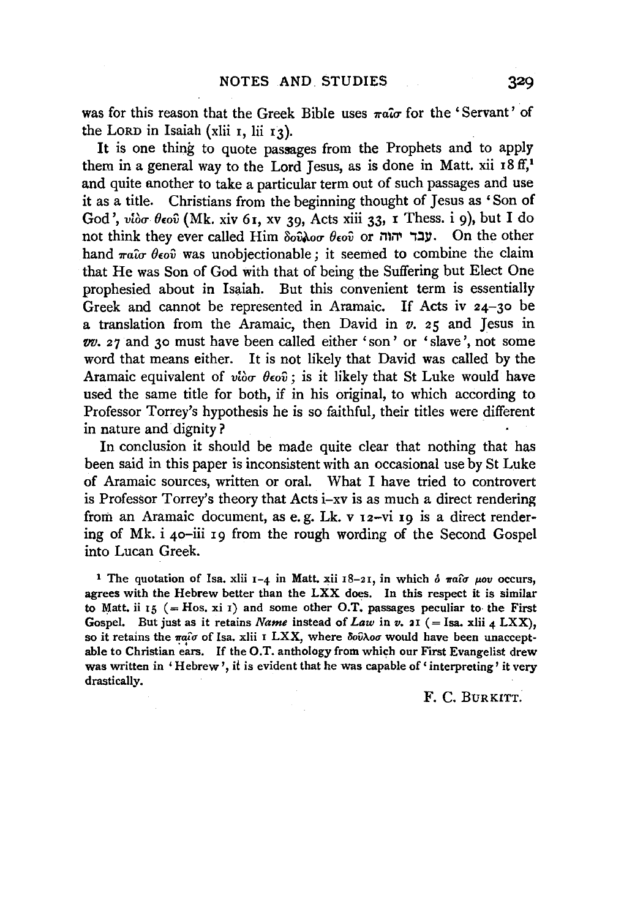was for this reason that the Greek Bible uses παῖσ for the 'Servant' of the LORD in Isaiah (xlii 1, lii 13).

It is one thing to quote passages from the Prophets and to apply them in a general way to the Lord Jesus, as is done in Matt. xii 18 ff,[1] and quite another to take a particular term out of such passages and use it as a title. Christians from the beginning thought of Jesus as 'Son of God', υἱὸσ θεοῦ (Mk. xiv 61, xv 39, Acts xiii 33, 1 Thess. i 9), but I do not think they ever called Him δοῦλοσ θεοῦ or עבד יהוה. On the other hand παῖσ θεοῦ was unobjectionable; it seemed to combine the claim that He was Son of God with that of being the Suffering but Elect One prophesied about in Isaiah. But this convenient term is essentially Greek and cannot be represented in Aramaic. If Acts iv 24–30 be a translation from the Aramaic, then David in *v.* 25 and Jesus in *vv.* 27 and 30 must have been called either 'son' or 'slave', not some word that means either. It is not likely that David was called by the Aramaic equivalent of υἱὸσ θεοῦ; is it likely that St Luke would have used the same title for both, if in his original, to which according to Professor Torrey's hypothesis he is so faithful, their titles were different in nature and dignity?

In conclusion it should be made quite clear that nothing that has been said in this paper is inconsistent with an occasional use by St Luke of Aramaic sources, written or oral. What I have tried to controvert is Professor Torrey's theory that Acts i–xv is as much a direct rendering from an Aramaic document, as e.g. Lk. v 12–vi 19 is a direct rendering of Mk. i 40–iii 19 from the rough wording of the Second Gospel into Lucan Greek.

[1] The quotation of Isa. xlii 1–4 in Matt. xii 18–21, in which ὁ παῖσ μου occurs, agrees with the Hebrew better than the LXX does. In this respect it is similar to Matt. ii 15 (= Hos. xi 1) and some other O.T. passages peculiar to the First Gospel. But just as it retains *Name* instead of *Law* in *v.* 21 (= Isa. xlii 4 LXX), so it retains the παῖσ of Isa. xlii 1 LXX, where δοῦλοσ would have been unacceptable to Christian ears. If the O.T. anthology from which our First Evangelist drew was written in 'Hebrew', it is evident that he was capable of 'interpreting' it very drastically.

F. C. BURKITT.